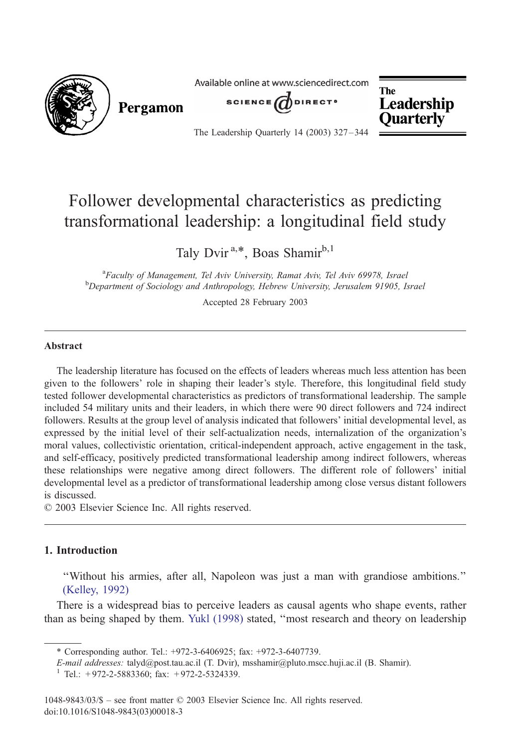# Follower developmental characteristics as predicting transformational leadership: a longitudinal field study

Taly Dvir[a,*], Boas Shamir[b,1]

[a]*Faculty of Management, Tel Aviv University, Ramat Aviv, Tel Aviv 69978, Israel*
[b]*Department of Sociology and Anthropology, Hebrew University, Jerusalem 91905, Israel*

Accepted 28 February 2003

## Abstract

The leadership literature has focused on the effects of leaders whereas much less attention has been given to the followers' role in shaping their leader's style. Therefore, this longitudinal field study tested follower developmental characteristics as predictors of transformational leadership. The sample included 54 military units and their leaders, in which there were 90 direct followers and 724 indirect followers. Results at the group level of analysis indicated that followers' initial developmental level, as expressed by the initial level of their self-actualization needs, internalization of the organization's moral values, collectivistic orientation, critical-independent approach, active engagement in the task, and self-efficacy, positively predicted transformational leadership among indirect followers, whereas these relationships were negative among direct followers. The different role of followers' initial developmental level as a predictor of transformational leadership among close versus distant followers is discussed.

© 2003 Elsevier Science Inc. All rights reserved.

## 1. Introduction

"Without his armies, after all, Napoleon was just a man with grandiose ambitions." (Kelley, 1992)

There is a widespread bias to perceive leaders as causal agents who shape events, rather than as being shaped by them. Yukl (1998) stated, "most research and theory on leadership

---

\* Corresponding author. Tel.: +972-3-6406925; fax: +972-3-6407739.

*E-mail addresses:* talyd@post.tau.ac.il (T. Dvir), msshamir@pluto.mscc.huji.ac.il (B. Shamir).

[1] Tel.: +972-2-5883360; fax: +972-2-5324339.

1048-9843/03/$ – see front matter © 2003 Elsevier Science Inc. All rights reserved.
doi:10.1016/S1048-9843(03)00018-3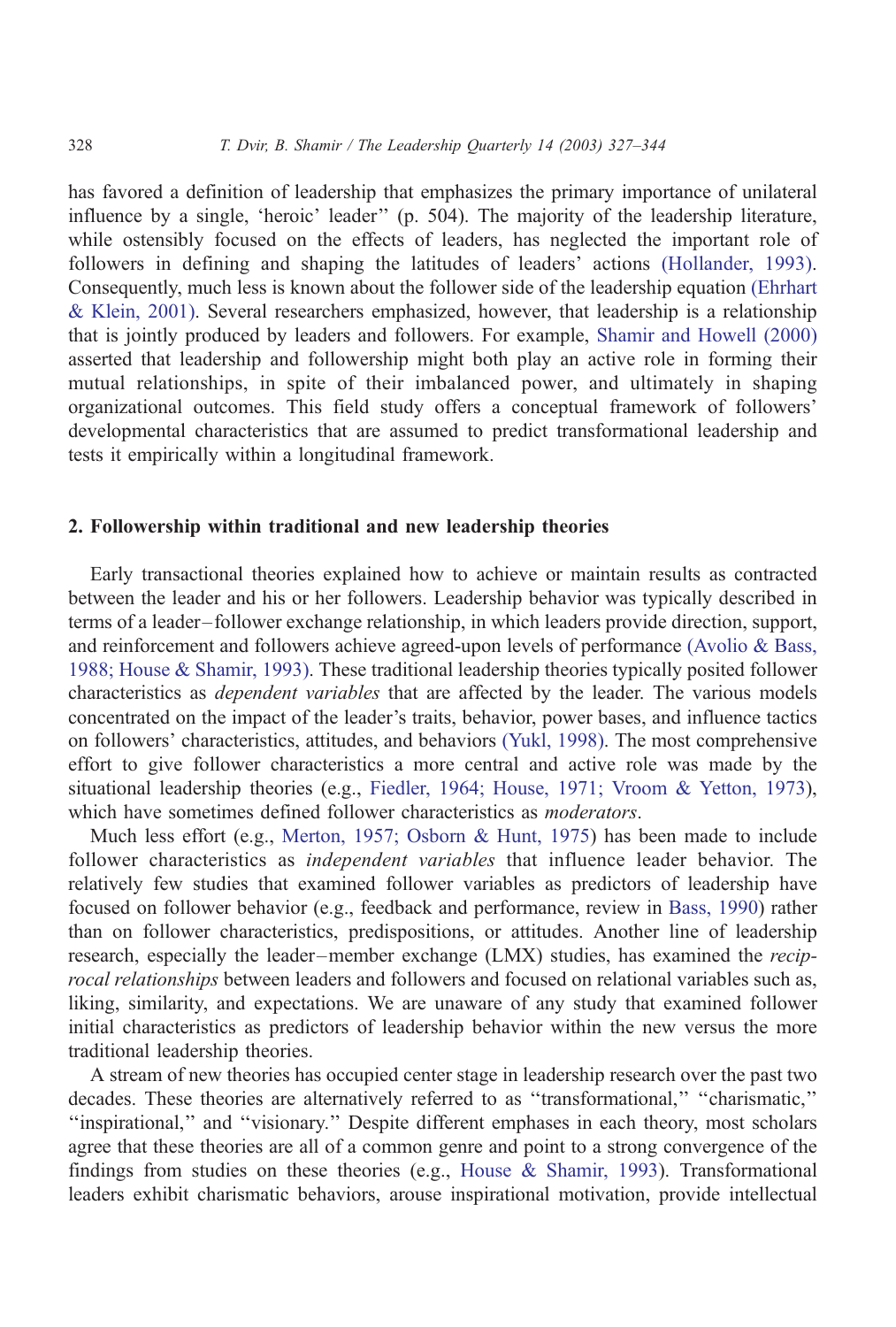has favored a definition of leadership that emphasizes the primary importance of unilateral influence by a single, 'heroic' leader'' (p. 504). The majority of the leadership literature, while ostensibly focused on the effects of leaders, has neglected the important role of followers in defining and shaping the latitudes of leaders' actions (Hollander, 1993). Consequently, much less is known about the follower side of the leadership equation (Ehrhart & Klein, 2001). Several researchers emphasized, however, that leadership is a relationship that is jointly produced by leaders and followers. For example, Shamir and Howell (2000) asserted that leadership and followership might both play an active role in forming their mutual relationships, in spite of their imbalanced power, and ultimately in shaping organizational outcomes. This field study offers a conceptual framework of followers' developmental characteristics that are assumed to predict transformational leadership and tests it empirically within a longitudinal framework.

## 2. Followership within traditional and new leadership theories

Early transactional theories explained how to achieve or maintain results as contracted between the leader and his or her followers. Leadership behavior was typically described in terms of a leader–follower exchange relationship, in which leaders provide direction, support, and reinforcement and followers achieve agreed-upon levels of performance (Avolio & Bass, 1988; House & Shamir, 1993). These traditional leadership theories typically posited follower characteristics as *dependent variables* that are affected by the leader. The various models concentrated on the impact of the leader's traits, behavior, power bases, and influence tactics on followers' characteristics, attitudes, and behaviors (Yukl, 1998). The most comprehensive effort to give follower characteristics a more central and active role was made by the situational leadership theories (e.g., Fiedler, 1964; House, 1971; Vroom & Yetton, 1973), which have sometimes defined follower characteristics as *moderators*.

Much less effort (e.g., Merton, 1957; Osborn & Hunt, 1975) has been made to include follower characteristics as *independent variables* that influence leader behavior. The relatively few studies that examined follower variables as predictors of leadership have focused on follower behavior (e.g., feedback and performance, review in Bass, 1990) rather than on follower characteristics, predispositions, or attitudes. Another line of leadership research, especially the leader–member exchange (LMX) studies, has examined the *reciprocal relationships* between leaders and followers and focused on relational variables such as, liking, similarity, and expectations. We are unaware of any study that examined follower initial characteristics as predictors of leadership behavior within the new versus the more traditional leadership theories.

A stream of new theories has occupied center stage in leadership research over the past two decades. These theories are alternatively referred to as ''transformational,'' ''charismatic,'' ''inspirational,'' and ''visionary.'' Despite different emphases in each theory, most scholars agree that these theories are all of a common genre and point to a strong convergence of the findings from studies on these theories (e.g., House & Shamir, 1993). Transformational leaders exhibit charismatic behaviors, arouse inspirational motivation, provide intellectual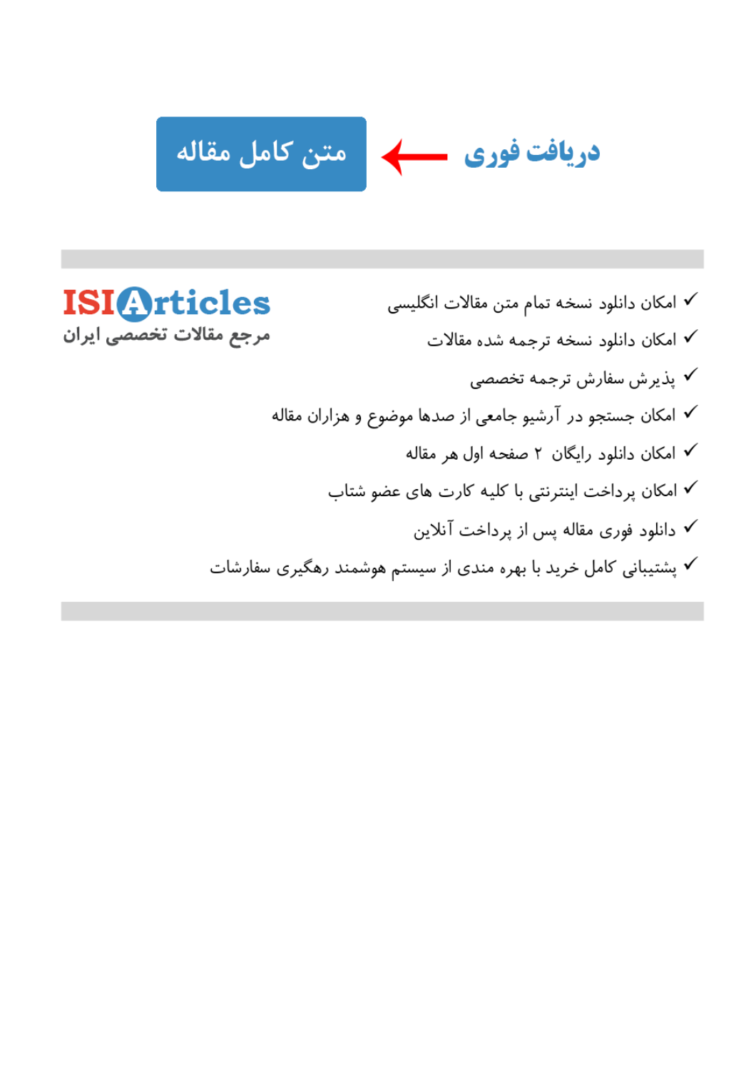دریافت فوری ← **متن کامل مقاله**

**ISIArticles**
مرجع مقالات تخصصی ایران

- ✓ امکان دانلود نسخه تمام متن مقالات انگلیسی
- ✓ امکان دانلود نسخه ترجمه شده مقالات
- ✓ پذیرش سفارش ترجمه تخصصی
- ✓ امکان جستجو در آرشیو جامعی از صدها موضوع و هزاران مقاله
- ✓ امکان دانلود رایگان ۲ صفحه اول هر مقاله
- ✓ امکان پرداخت اینترنتی با کلیه کارت های عضو شتاب
- ✓ دانلود فوری مقاله پس از پرداخت آنلاین
- ✓ پشتیبانی کامل خرید با بهره مندی از سیستم هوشمند رهگیری سفارشات